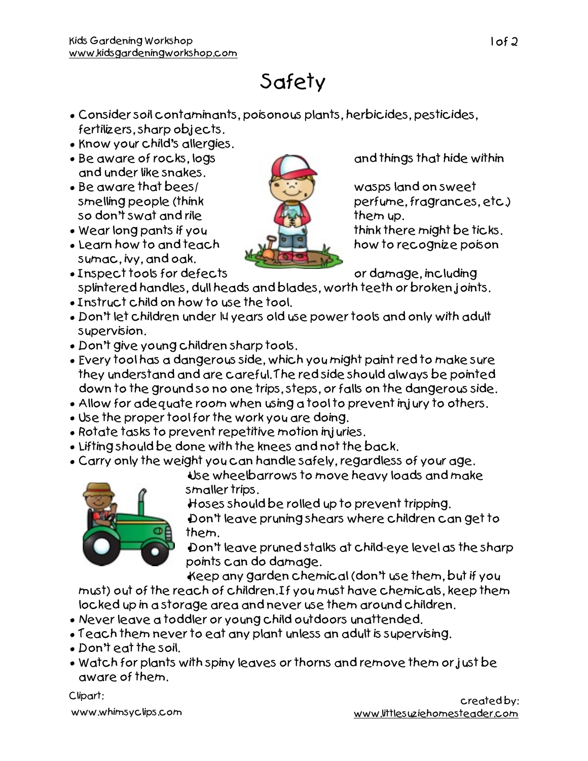# Safety

- Consider soil contaminants, poisonous plants, herbicides, pesticides, fertilizers, sharp objects.
- Know your child's allergies.
- Be aware of rocks, logs and things that hide within and under like snakes.
- Be aware that bees/ wasps land on sweet smelling people (think perfume, fragrances, etc.) so don't swat and rile them up.
- Wear long pants if you think there might be ticks.
- Learn how to and teach how to recognize poison sumac, ivy, and oak.
- Inspect tools for defects or damage, including splintered handles, dull heads and blades, worth teeth or broken joints.
- Instruct child on how to use the tool.
- Don't let children under 14 years old use power tools and only with adult supervision.
- Don't give young children sharp tools.
- Every tool has a dangerous side, which you might paint red to make sure they understand and are careful. The red side should always be pointed down to the ground so no one trips, steps, or falls on the dangerous side.
- Allow for adequate room when using a tool to prevent injury to others.
- Use the proper tool for the work you are doing.
- Rotate tasks to prevent repetitive motion injuries.
- Lifting should be done with the knees and not the back.
- Carry only the weight you can handle safely, regardless of your age.
- Use wheelbarrows to move heavy loads and make smaller trips.
- Hoses should be rolled up to prevent tripping.
- Don't leave pruning shears where children can get to them.
- Don't leave pruned stalks at child-eye level as the sharp points can do damage.
- Keep any garden chemical (don't use them, but if you must) out of the reach of children. If you must have chemicals, keep them locked up in a storage area and never use them around children.
- Never leave a toddler or young child outdoors unattended.
- Teach them never to eat any plant unless an adult is supervising.
- Don't eat the soil.
- Watch for plants with spiny leaves or thorns and remove them or just be aware of them.

Clipart: www.whimsyclips.com

created by: www.littlesuziehomesteader.com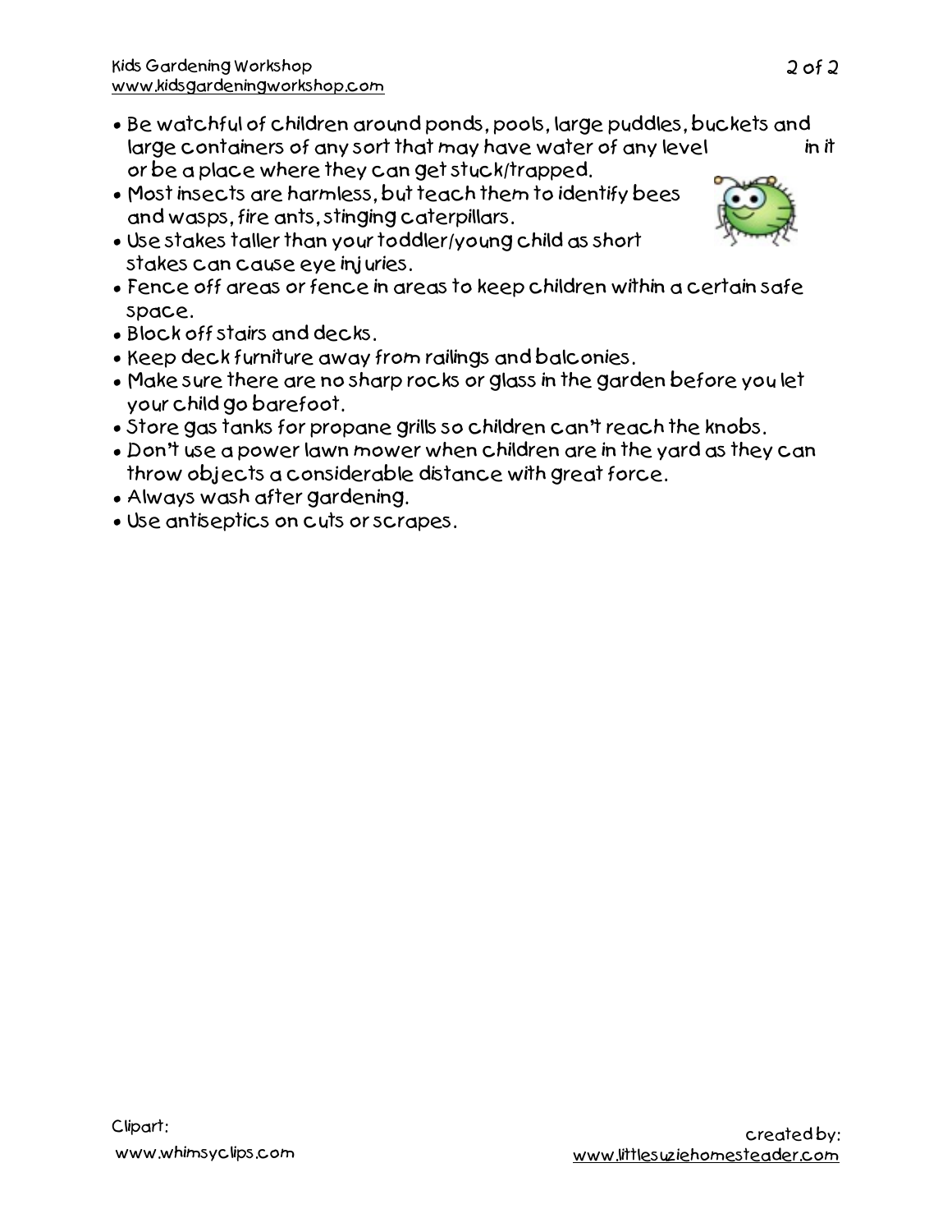- Be watchful of children around ponds, pools, large puddles, buckets and large containers of any sort that may have water of any level in it or be a place where they can get stuck/trapped.
- Most insects are harmless, but teach them to identify bees and wasps, fire ants, stinging caterpillars.
- Use stakes taller than your toddler/young child as short stakes can cause eye injuries.
- Fence off areas or fence in areas to keep children within a certain safe space.
- Block off stairs and decks.
- Keep deck furniture away from railings and balconies.
- Make sure there are no sharp rocks or glass in the garden before you let your child go barefoot.
- Store gas tanks for propane grills so children can't reach the knobs.
- Don't use a power lawn mower when children are in the yard as they can throw objects a considerable distance with great force.
- Always wash after gardening.
- Use antiseptics on cuts or scrapes.

Clipart:
www.whimsyclips.com

created by:
www.littlesuziehomesteader.com